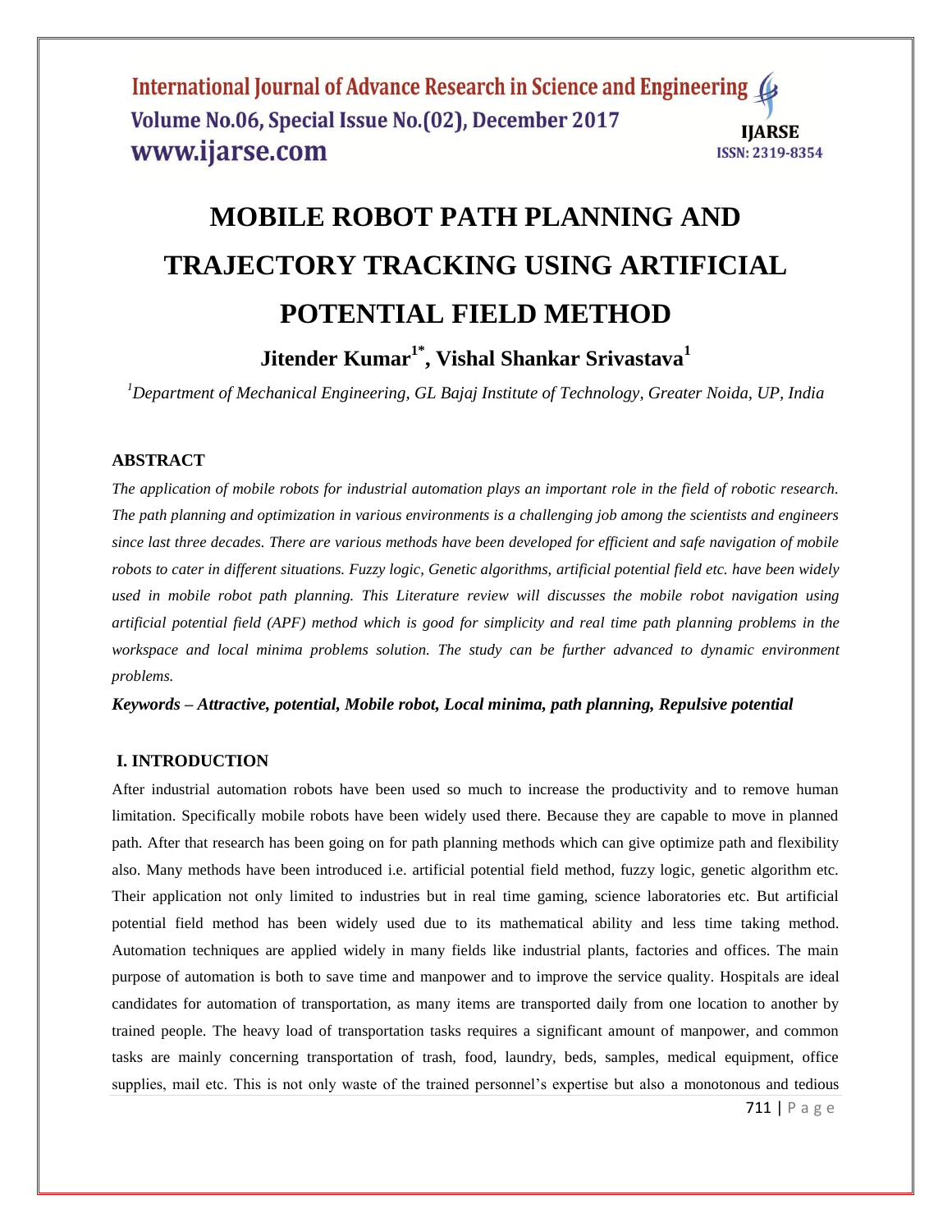# MOBILE ROBOT PATH PLANNING AND TRAJECTORY TRACKING USING ARTIFICIAL POTENTIAL FIELD METHOD

**Jitender Kumar[1*], Vishal Shankar Srivastava[1]**

*[1]Department of Mechanical Engineering, GL Bajaj Institute of Technology, Greater Noida, UP, India*

## ABSTRACT

*The application of mobile robots for industrial automation plays an important role in the field of robotic research. The path planning and optimization in various environments is a challenging job among the scientists and engineers since last three decades. There are various methods have been developed for efficient and safe navigation of mobile robots to cater in different situations. Fuzzy logic, Genetic algorithms, artificial potential field etc. have been widely used in mobile robot path planning. This Literature review will discusses the mobile robot navigation using artificial potential field (APF) method which is good for simplicity and real time path planning problems in the workspace and local minima problems solution. The study can be further advanced to dynamic environment problems.*

***Keywords – Attractive, potential, Mobile robot, Local minima, path planning, Repulsive potential***

## I. INTRODUCTION

After industrial automation robots have been used so much to increase the productivity and to remove human limitation. Specifically mobile robots have been widely used there. Because they are capable to move in planned path. After that research has been going on for path planning methods which can give optimize path and flexibility also. Many methods have been introduced i.e. artificial potential field method, fuzzy logic, genetic algorithm etc. Their application not only limited to industries but in real time gaming, science laboratories etc. But artificial potential field method has been widely used due to its mathematical ability and less time taking method. Automation techniques are applied widely in many fields like industrial plants, factories and offices. The main purpose of automation is both to save time and manpower and to improve the service quality. Hospitals are ideal candidates for automation of transportation, as many items are transported daily from one location to another by trained people. The heavy load of transportation tasks requires a significant amount of manpower, and common tasks are mainly concerning transportation of trash, food, laundry, beds, samples, medical equipment, office supplies, mail etc. This is not only waste of the trained personnel's expertise but also a monotonous and tedious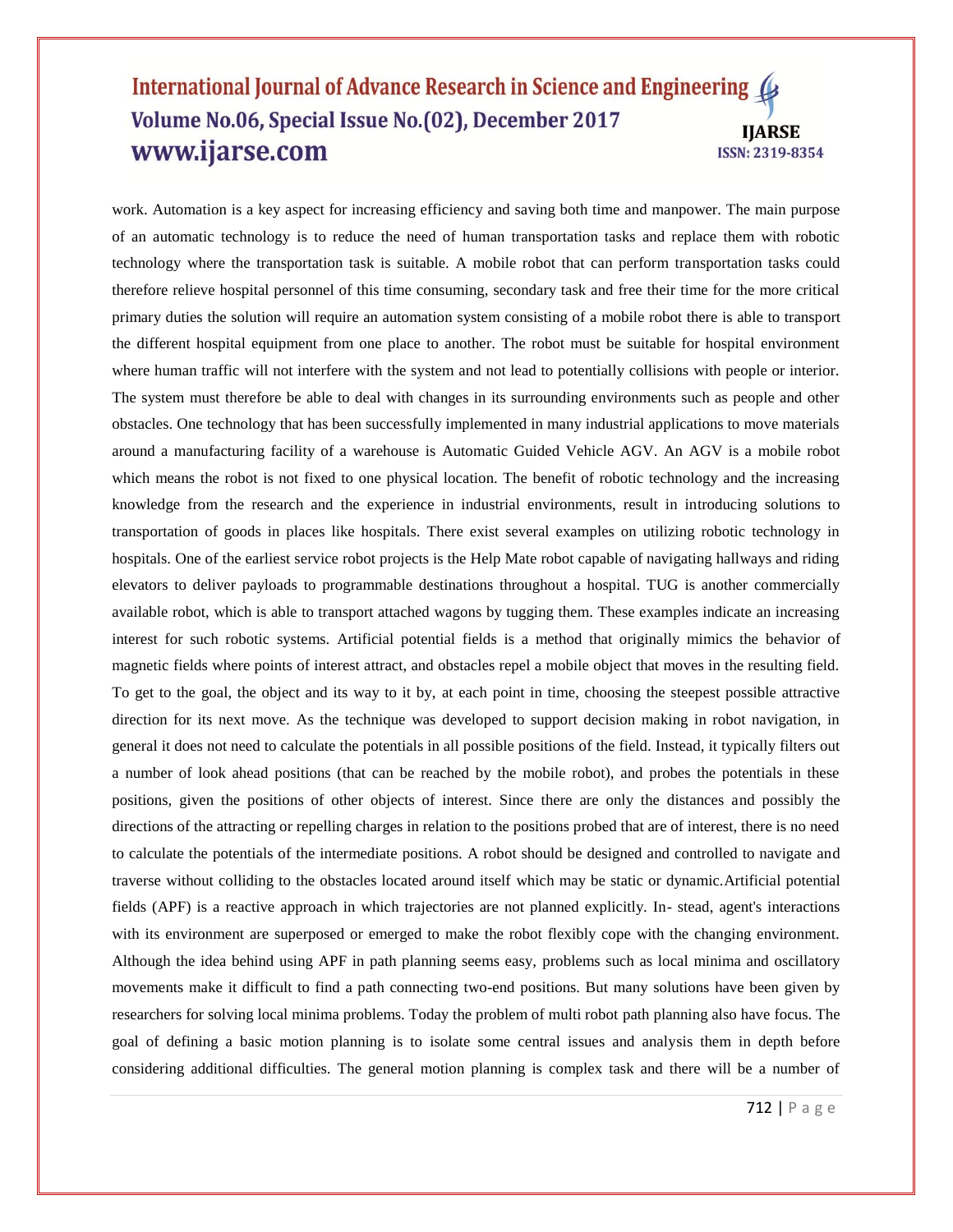work. Automation is a key aspect for increasing efficiency and saving both time and manpower. The main purpose of an automatic technology is to reduce the need of human transportation tasks and replace them with robotic technology where the transportation task is suitable. A mobile robot that can perform transportation tasks could therefore relieve hospital personnel of this time consuming, secondary task and free their time for the more critical primary duties the solution will require an automation system consisting of a mobile robot there is able to transport the different hospital equipment from one place to another. The robot must be suitable for hospital environment where human traffic will not interfere with the system and not lead to potentially collisions with people or interior. The system must therefore be able to deal with changes in its surrounding environments such as people and other obstacles. One technology that has been successfully implemented in many industrial applications to move materials around a manufacturing facility of a warehouse is Automatic Guided Vehicle AGV. An AGV is a mobile robot which means the robot is not fixed to one physical location. The benefit of robotic technology and the increasing knowledge from the research and the experience in industrial environments, result in introducing solutions to transportation of goods in places like hospitals. There exist several examples on utilizing robotic technology in hospitals. One of the earliest service robot projects is the Help Mate robot capable of navigating hallways and riding elevators to deliver payloads to programmable destinations throughout a hospital. TUG is another commercially available robot, which is able to transport attached wagons by tugging them. These examples indicate an increasing interest for such robotic systems. Artificial potential fields is a method that originally mimics the behavior of magnetic fields where points of interest attract, and obstacles repel a mobile object that moves in the resulting field. To get to the goal, the object and its way to it by, at each point in time, choosing the steepest possible attractive direction for its next move. As the technique was developed to support decision making in robot navigation, in general it does not need to calculate the potentials in all possible positions of the field. Instead, it typically filters out a number of look ahead positions (that can be reached by the mobile robot), and probes the potentials in these positions, given the positions of other objects of interest. Since there are only the distances and possibly the directions of the attracting or repelling charges in relation to the positions probed that are of interest, there is no need to calculate the potentials of the intermediate positions. A robot should be designed and controlled to navigate and traverse without colliding to the obstacles located around itself which may be static or dynamic.Artificial potential fields (APF) is a reactive approach in which trajectories are not planned explicitly. In- stead, agent's interactions with its environment are superposed or emerged to make the robot flexibly cope with the changing environment. Although the idea behind using APF in path planning seems easy, problems such as local minima and oscillatory movements make it difficult to find a path connecting two-end positions. But many solutions have been given by researchers for solving local minima problems. Today the problem of multi robot path planning also have focus. The goal of defining a basic motion planning is to isolate some central issues and analysis them in depth before considering additional difficulties. The general motion planning is complex task and there will be a number of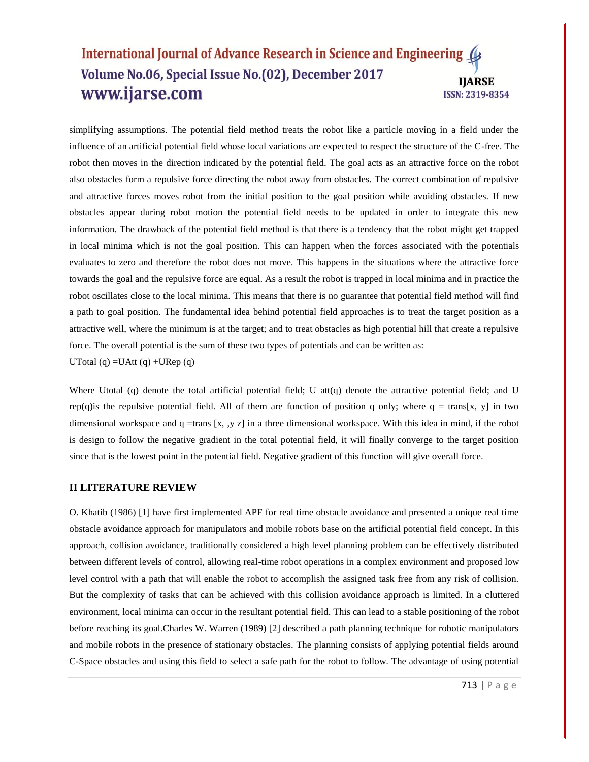simplifying assumptions. The potential field method treats the robot like a particle moving in a field under the influence of an artificial potential field whose local variations are expected to respect the structure of the C-free. The robot then moves in the direction indicated by the potential field. The goal acts as an attractive force on the robot also obstacles form a repulsive force directing the robot away from obstacles. The correct combination of repulsive and attractive forces moves robot from the initial position to the goal position while avoiding obstacles. If new obstacles appear during robot motion the potential field needs to be updated in order to integrate this new information. The drawback of the potential field method is that there is a tendency that the robot might get trapped in local minima which is not the goal position. This can happen when the forces associated with the potentials evaluates to zero and therefore the robot does not move. This happens in the situations where the attractive force towards the goal and the repulsive force are equal. As a result the robot is trapped in local minima and in practice the robot oscillates close to the local minima. This means that there is no guarantee that potential field method will find a path to goal position. The fundamental idea behind potential field approaches is to treat the target position as a attractive well, where the minimum is at the target; and to treat obstacles as high potential hill that create a repulsive force. The overall potential is the sum of these two types of potentials and can be written as:

$$U_{Total}(q) = U_{Att}(q) + U_{Rep}(q)$$

Where $U_{total}(q)$ denote the total artificial potential field; $U_{att}(q)$ denote the attractive potential field; and $U_{rep}(q)$is the repulsive potential field. All of them are function of position q only; where q = trans[x, y] in two dimensional workspace and q =trans [x, ,y z] in a three dimensional workspace. With this idea in mind, if the robot is design to follow the negative gradient in the total potential field, it will finally converge to the target position since that is the lowest point in the potential field. Negative gradient of this function will give overall force.

## II LITERATURE REVIEW

O. Khatib (1986) [1] have first implemented APF for real time obstacle avoidance and presented a unique real time obstacle avoidance approach for manipulators and mobile robots base on the artificial potential field concept. In this approach, collision avoidance, traditionally considered a high level planning problem can be effectively distributed between different levels of control, allowing real-time robot operations in a complex environment and proposed low level control with a path that will enable the robot to accomplish the assigned task free from any risk of collision. But the complexity of tasks that can be achieved with this collision avoidance approach is limited. In a cluttered environment, local minima can occur in the resultant potential field. This can lead to a stable positioning of the robot before reaching its goal.Charles W. Warren (1989) [2] described a path planning technique for robotic manipulators and mobile robots in the presence of stationary obstacles. The planning consists of applying potential fields around C-Space obstacles and using this field to select a safe path for the robot to follow. The advantage of using potential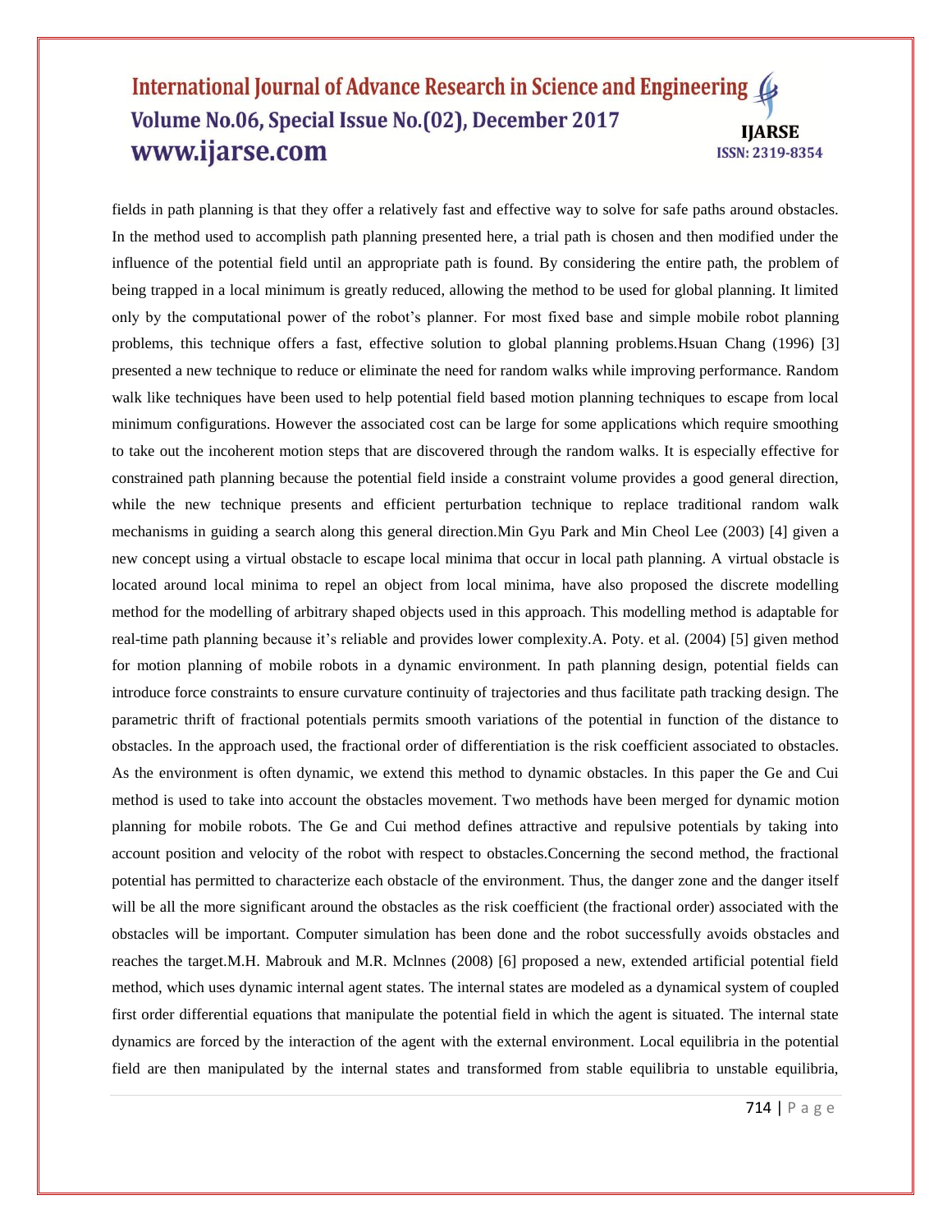fields in path planning is that they offer a relatively fast and effective way to solve for safe paths around obstacles. In the method used to accomplish path planning presented here, a trial path is chosen and then modified under the influence of the potential field until an appropriate path is found. By considering the entire path, the problem of being trapped in a local minimum is greatly reduced, allowing the method to be used for global planning. It limited only by the computational power of the robot's planner. For most fixed base and simple mobile robot planning problems, this technique offers a fast, effective solution to global planning problems.Hsuan Chang (1996) [3] presented a new technique to reduce or eliminate the need for random walks while improving performance. Random walk like techniques have been used to help potential field based motion planning techniques to escape from local minimum configurations. However the associated cost can be large for some applications which require smoothing to take out the incoherent motion steps that are discovered through the random walks. It is especially effective for constrained path planning because the potential field inside a constraint volume provides a good general direction, while the new technique presents and efficient perturbation technique to replace traditional random walk mechanisms in guiding a search along this general direction.Min Gyu Park and Min Cheol Lee (2003) [4] given a new concept using a virtual obstacle to escape local minima that occur in local path planning. A virtual obstacle is located around local minima to repel an object from local minima, have also proposed the discrete modelling method for the modelling of arbitrary shaped objects used in this approach. This modelling method is adaptable for real-time path planning because it's reliable and provides lower complexity.A. Poty. et al. (2004) [5] given method for motion planning of mobile robots in a dynamic environment. In path planning design, potential fields can introduce force constraints to ensure curvature continuity of trajectories and thus facilitate path tracking design. The parametric thrift of fractional potentials permits smooth variations of the potential in function of the distance to obstacles. In the approach used, the fractional order of differentiation is the risk coefficient associated to obstacles. As the environment is often dynamic, we extend this method to dynamic obstacles. In this paper the Ge and Cui method is used to take into account the obstacles movement. Two methods have been merged for dynamic motion planning for mobile robots. The Ge and Cui method defines attractive and repulsive potentials by taking into account position and velocity of the robot with respect to obstacles.Concerning the second method, the fractional potential has permitted to characterize each obstacle of the environment. Thus, the danger zone and the danger itself will be all the more significant around the obstacles as the risk coefficient (the fractional order) associated with the obstacles will be important. Computer simulation has been done and the robot successfully avoids obstacles and reaches the target.M.H. Mabrouk and M.R. Mclnnes (2008) [6] proposed a new, extended artificial potential field method, which uses dynamic internal agent states. The internal states are modeled as a dynamical system of coupled first order differential equations that manipulate the potential field in which the agent is situated. The internal state dynamics are forced by the interaction of the agent with the external environment. Local equilibria in the potential field are then manipulated by the internal states and transformed from stable equilibria to unstable equilibria,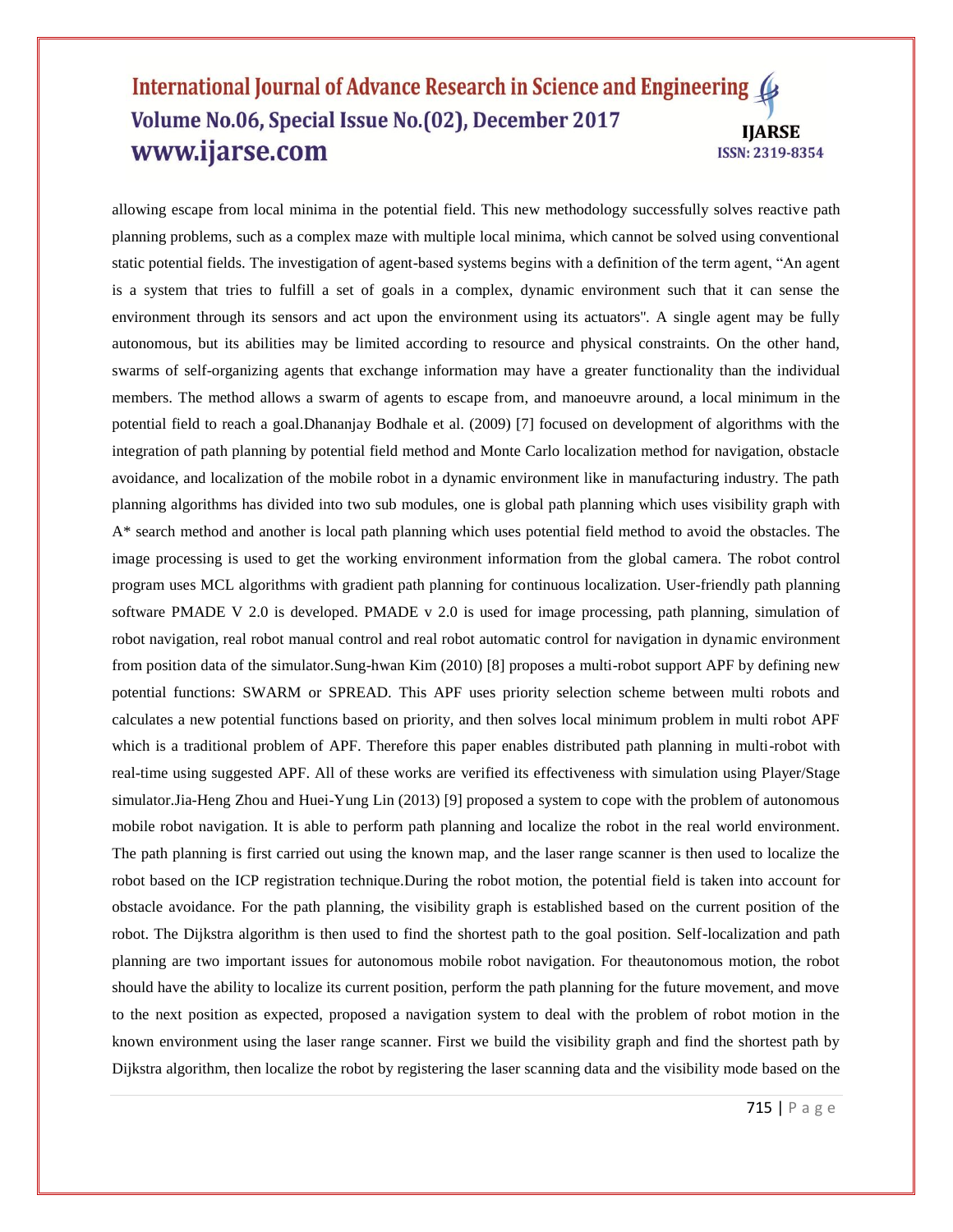allowing escape from local minima in the potential field. This new methodology successfully solves reactive path planning problems, such as a complex maze with multiple local minima, which cannot be solved using conventional static potential fields. The investigation of agent-based systems begins with a definition of the term agent, "An agent is a system that tries to fulfill a set of goals in a complex, dynamic environment such that it can sense the environment through its sensors and act upon the environment using its actuators". A single agent may be fully autonomous, but its abilities may be limited according to resource and physical constraints. On the other hand, swarms of self-organizing agents that exchange information may have a greater functionality than the individual members. The method allows a swarm of agents to escape from, and manoeuvre around, a local minimum in the potential field to reach a goal.Dhananjay Bodhale et al. (2009) [7] focused on development of algorithms with the integration of path planning by potential field method and Monte Carlo localization method for navigation, obstacle avoidance, and localization of the mobile robot in a dynamic environment like in manufacturing industry. The path planning algorithms has divided into two sub modules, one is global path planning which uses visibility graph with A* search method and another is local path planning which uses potential field method to avoid the obstacles. The image processing is used to get the working environment information from the global camera. The robot control program uses MCL algorithms with gradient path planning for continuous localization. User-friendly path planning software PMADE V 2.0 is developed. PMADE v 2.0 is used for image processing, path planning, simulation of robot navigation, real robot manual control and real robot automatic control for navigation in dynamic environment from position data of the simulator.Sung-hwan Kim (2010) [8] proposes a multi-robot support APF by defining new potential functions: SWARM or SPREAD. This APF uses priority selection scheme between multi robots and calculates a new potential functions based on priority, and then solves local minimum problem in multi robot APF which is a traditional problem of APF. Therefore this paper enables distributed path planning in multi-robot with real-time using suggested APF. All of these works are verified its effectiveness with simulation using Player/Stage simulator.Jia-Heng Zhou and Huei-Yung Lin (2013) [9] proposed a system to cope with the problem of autonomous mobile robot navigation. It is able to perform path planning and localize the robot in the real world environment. The path planning is first carried out using the known map, and the laser range scanner is then used to localize the robot based on the ICP registration technique.During the robot motion, the potential field is taken into account for obstacle avoidance. For the path planning, the visibility graph is established based on the current position of the robot. The Dijkstra algorithm is then used to find the shortest path to the goal position. Self-localization and path planning are two important issues for autonomous mobile robot navigation. For theautonomous motion, the robot should have the ability to localize its current position, perform the path planning for the future movement, and move to the next position as expected, proposed a navigation system to deal with the problem of robot motion in the known environment using the laser range scanner. First we build the visibility graph and find the shortest path by Dijkstra algorithm, then localize the robot by registering the laser scanning data and the visibility mode based on the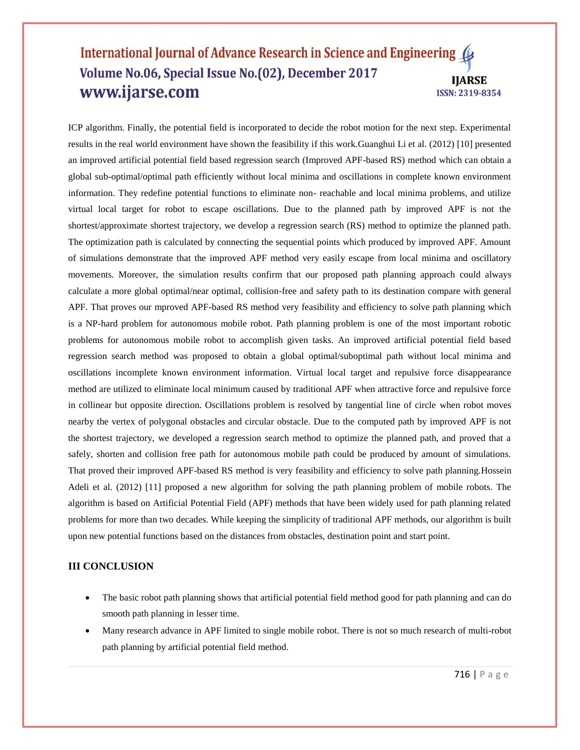ICP algorithm. Finally, the potential field is incorporated to decide the robot motion for the next step. Experimental results in the real world environment have shown the feasibility if this work.Guanghui Li et al. (2012) [10] presented an improved artificial potential field based regression search (Improved APF-based RS) method which can obtain a global sub-optimal/optimal path efficiently without local minima and oscillations in complete known environment information. They redefine potential functions to eliminate non- reachable and local minima problems, and utilize virtual local target for robot to escape oscillations. Due to the planned path by improved APF is not the shortest/approximate shortest trajectory, we develop a regression search (RS) method to optimize the planned path. The optimization path is calculated by connecting the sequential points which produced by improved APF. Amount of simulations demonstrate that the improved APF method very easily escape from local minima and oscillatory movements. Moreover, the simulation results confirm that our proposed path planning approach could always calculate a more global optimal/near optimal, collision-free and safety path to its destination compare with general APF. That proves our mproved APF-based RS method very feasibility and efficiency to solve path planning which is a NP-hard problem for autonomous mobile robot. Path planning problem is one of the most important robotic problems for autonomous mobile robot to accomplish given tasks. An improved artificial potential field based regression search method was proposed to obtain a global optimal/suboptimal path without local minima and oscillations incomplete known environment information. Virtual local target and repulsive force disappearance method are utilized to eliminate local minimum caused by traditional APF when attractive force and repulsive force in collinear but opposite direction. Oscillations problem is resolved by tangential line of circle when robot moves nearby the vertex of polygonal obstacles and circular obstacle. Due to the computed path by improved APF is not the shortest trajectory, we developed a regression search method to optimize the planned path, and proved that a safely, shorten and collision free path for autonomous mobile path could be produced by amount of simulations. That proved their improved APF-based RS method is very feasibility and efficiency to solve path planning.Hossein Adeli et al. (2012) [11] proposed a new algorithm for solving the path planning problem of mobile robots. The algorithm is based on Artificial Potential Field (APF) methods that have been widely used for path planning related problems for more than two decades. While keeping the simplicity of traditional APF methods, our algorithm is built upon new potential functions based on the distances from obstacles, destination point and start point.

## III CONCLUSION

- The basic robot path planning shows that artificial potential field method good for path planning and can do smooth path planning in lesser time.
- Many research advance in APF limited to single mobile robot. There is not so much research of multi-robot path planning by artificial potential field method.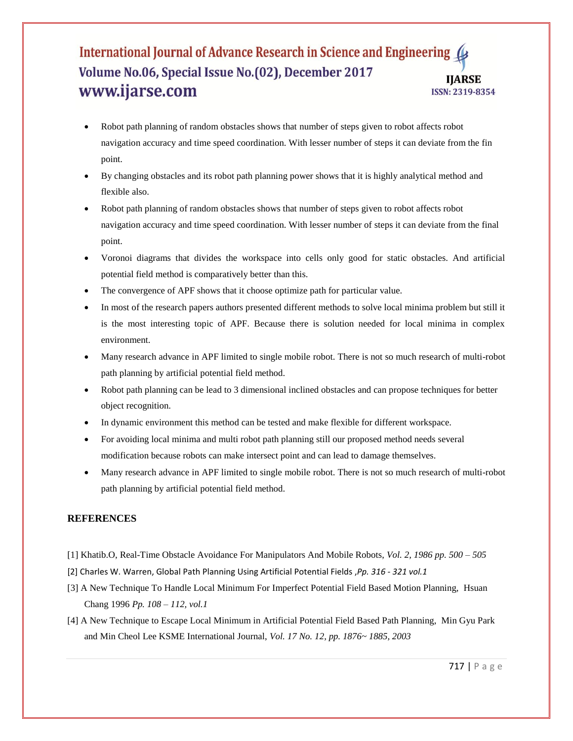- Robot path planning of random obstacles shows that number of steps given to robot affects robot navigation accuracy and time speed coordination. With lesser number of steps it can deviate from the fin point.
- By changing obstacles and its robot path planning power shows that it is highly analytical method and flexible also.
- Robot path planning of random obstacles shows that number of steps given to robot affects robot navigation accuracy and time speed coordination. With lesser number of steps it can deviate from the final point.
- Voronoi diagrams that divides the workspace into cells only good for static obstacles. And artificial potential field method is comparatively better than this.
- The convergence of APF shows that it choose optimize path for particular value.
- In most of the research papers authors presented different methods to solve local minima problem but still it is the most interesting topic of APF. Because there is solution needed for local minima in complex environment.
- Many research advance in APF limited to single mobile robot. There is not so much research of multi-robot path planning by artificial potential field method.
- Robot path planning can be lead to 3 dimensional inclined obstacles and can propose techniques for better object recognition.
- In dynamic environment this method can be tested and make flexible for different workspace.
- For avoiding local minima and multi robot path planning still our proposed method needs several modification because robots can make intersect point and can lead to damage themselves.
- Many research advance in APF limited to single mobile robot. There is not so much research of multi-robot path planning by artificial potential field method.

## REFERENCES

[1] Khatib.O, Real-Time Obstacle Avoidance For Manipulators And Mobile Robots, *Vol. 2, 1986 pp. 500 – 505*

[2] Charles W. Warren, Global Path Planning Using Artificial Potential Fields *,Pp. 316 - 321 vol.1*

[3] A New Technique To Handle Local Minimum For Imperfect Potential Field Based Motion Planning, Hsuan Chang 1996 *Pp. 108 – 112, vol.1*

[4] A New Technique to Escape Local Minimum in Artificial Potential Field Based Path Planning, Min Gyu Park and Min Cheol Lee KSME International Journal, *Vol. 17 No. 12, pp. 1876~ 1885, 2003*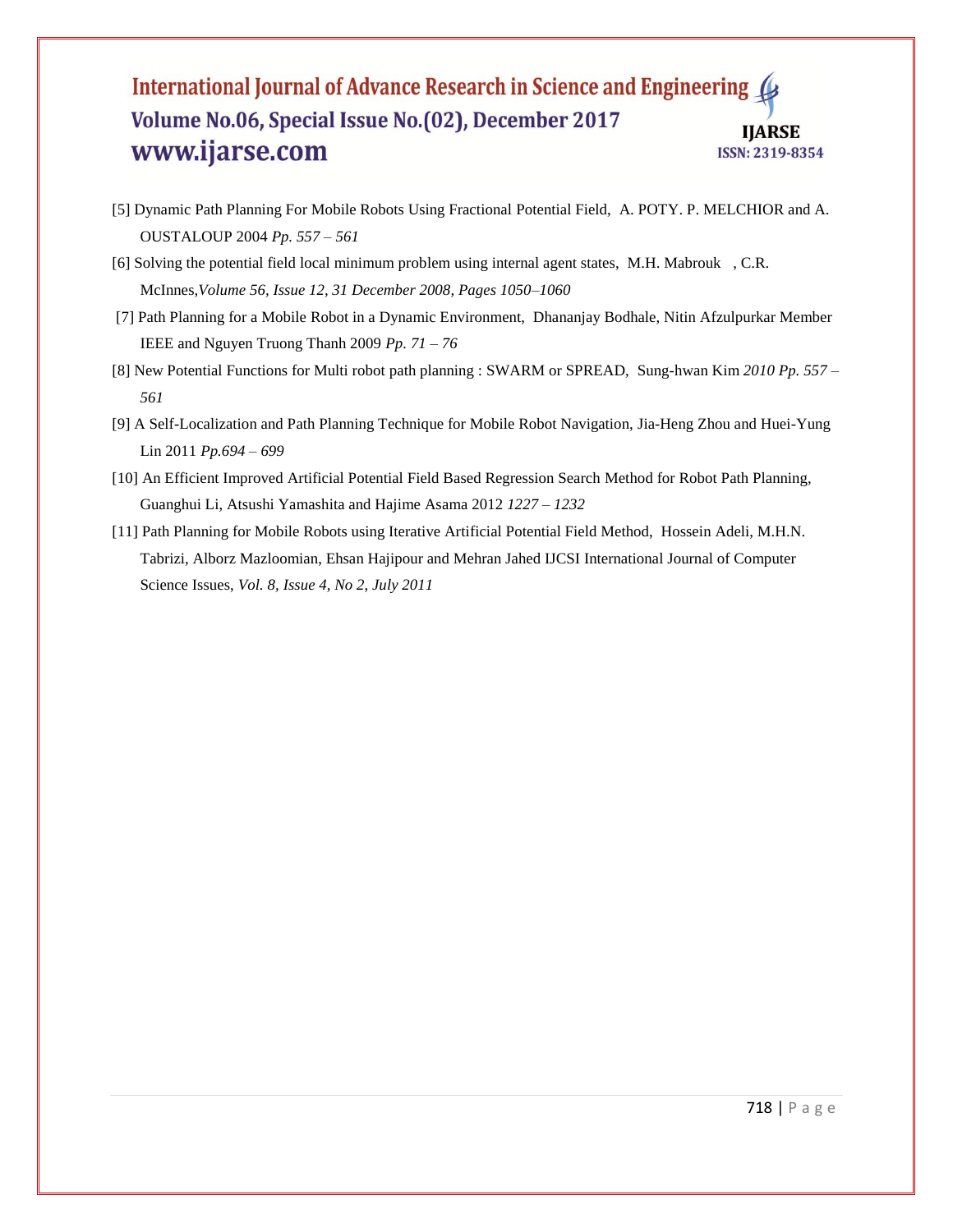[5] Dynamic Path Planning For Mobile Robots Using Fractional Potential Field, A. POTY. P. MELCHIOR and A. OUSTALOUP 2004 *Pp. 557 – 561*

[6] Solving the potential field local minimum problem using internal agent states, M.H. Mabrouk , C.R. McInnes,*Volume 56, Issue 12, 31 December 2008, Pages 1050–1060*

[7] Path Planning for a Mobile Robot in a Dynamic Environment, Dhananjay Bodhale, Nitin Afzulpurkar Member IEEE and Nguyen Truong Thanh 2009 *Pp. 71 – 76*

[8] New Potential Functions for Multi robot path planning : SWARM or SPREAD, Sung-hwan Kim *2010 Pp. 557 – 561*

[9] A Self-Localization and Path Planning Technique for Mobile Robot Navigation, Jia-Heng Zhou and Huei-Yung Lin 2011 *Pp.694 – 699*

[10] An Efficient Improved Artificial Potential Field Based Regression Search Method for Robot Path Planning, Guanghui Li, Atsushi Yamashita and Hajime Asama 2012 *1227 – 1232*

[11] Path Planning for Mobile Robots using Iterative Artificial Potential Field Method, Hossein Adeli, M.H.N. Tabrizi, Alborz Mazloomian, Ehsan Hajipour and Mehran Jahed IJCSI International Journal of Computer Science Issues, *Vol. 8, Issue 4, No 2, July 2011*